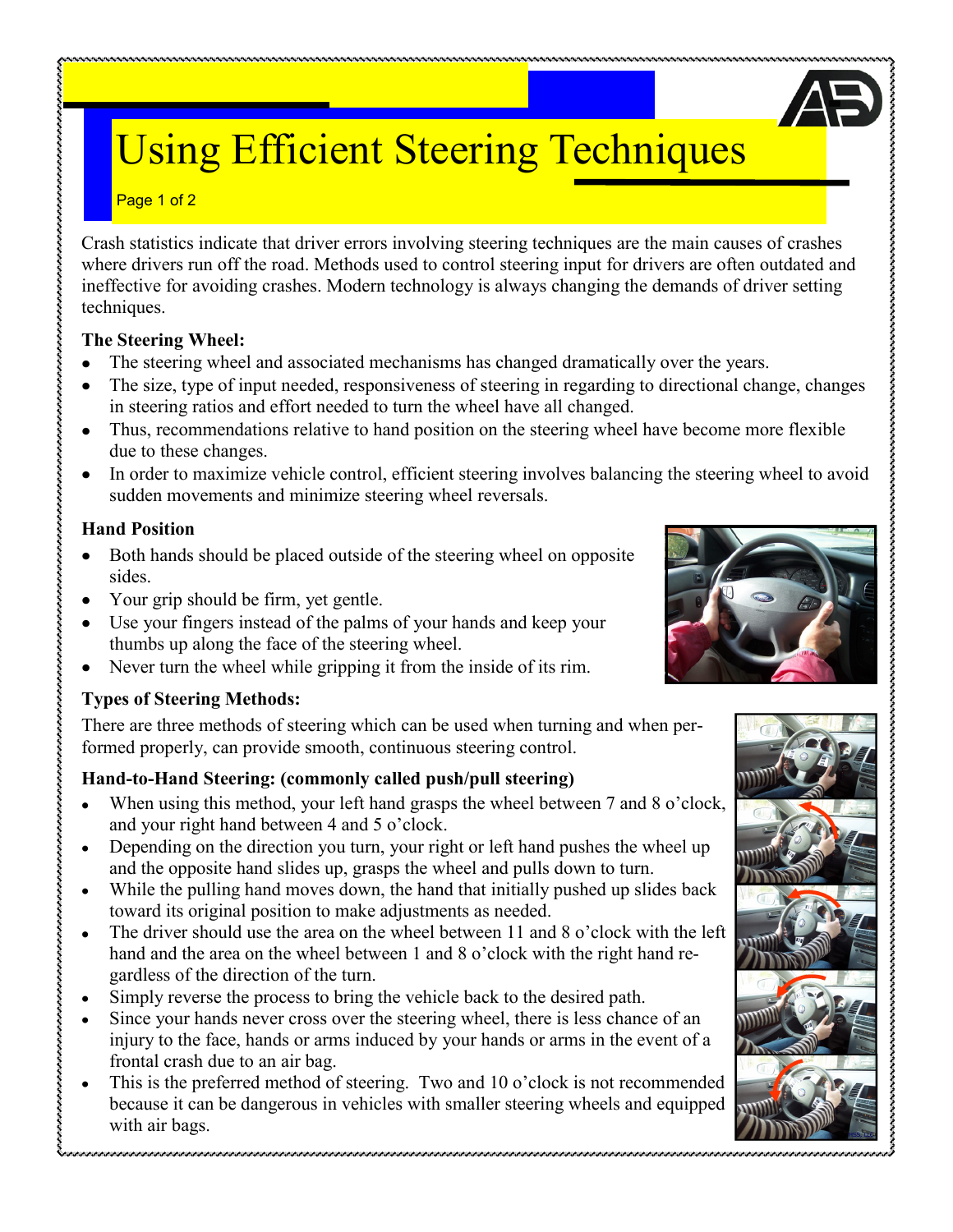# Using Efficient Steering Techniques

Crash statistics indicate that driver errors involving steering techniques are the main causes of crashes where drivers run off the road. Methods used to control steering input for drivers are often outdated and ineffective for avoiding crashes. Modern technology is always changing the demands of driver setting techniques.

**The Steering Wheel:**

- The steering wheel and associated mechanisms has changed dramatically over the years.
- The size, type of input needed, responsiveness of steering in regarding to directional change, changes in steering ratios and effort needed to turn the wheel have all changed.
- Thus, recommendations relative to hand position on the steering wheel have become more flexible due to these changes.
- In order to maximize vehicle control, efficient steering involves balancing the steering wheel to avoid sudden movements and minimize steering wheel reversals.

**Hand Position**

- Both hands should be placed outside of the steering wheel on opposite sides.
- Your grip should be firm, yet gentle.
- Use your fingers instead of the palms of your hands and keep your thumbs up along the face of the steering wheel.
- Never turn the wheel while gripping it from the inside of its rim.

**Types of Steering Methods:**

There are three methods of steering which can be used when turning and when performed properly, can provide smooth, continuous steering control.

**Hand-to-Hand Steering: (commonly called push/pull steering)**

- When using this method, your left hand grasps the wheel between 7 and 8 o'clock, and your right hand between 4 and 5 o'clock.
- Depending on the direction you turn, your right or left hand pushes the wheel up and the opposite hand slides up, grasps the wheel and pulls down to turn.
- While the pulling hand moves down, the hand that initially pushed up slides back toward its original position to make adjustments as needed.
- The driver should use the area on the wheel between 11 and 8 o'clock with the left hand and the area on the wheel between 1 and 8 o'clock with the right hand regardless of the direction of the turn.
- Simply reverse the process to bring the vehicle back to the desired path.
- Since your hands never cross over the steering wheel, there is less chance of an injury to the face, hands or arms induced by your hands or arms in the event of a frontal crash due to an air bag.
- This is the preferred method of steering. Two and 10 o'clock is not recommended because it can be dangerous in vehicles with smaller steering wheels and equipped with air bags.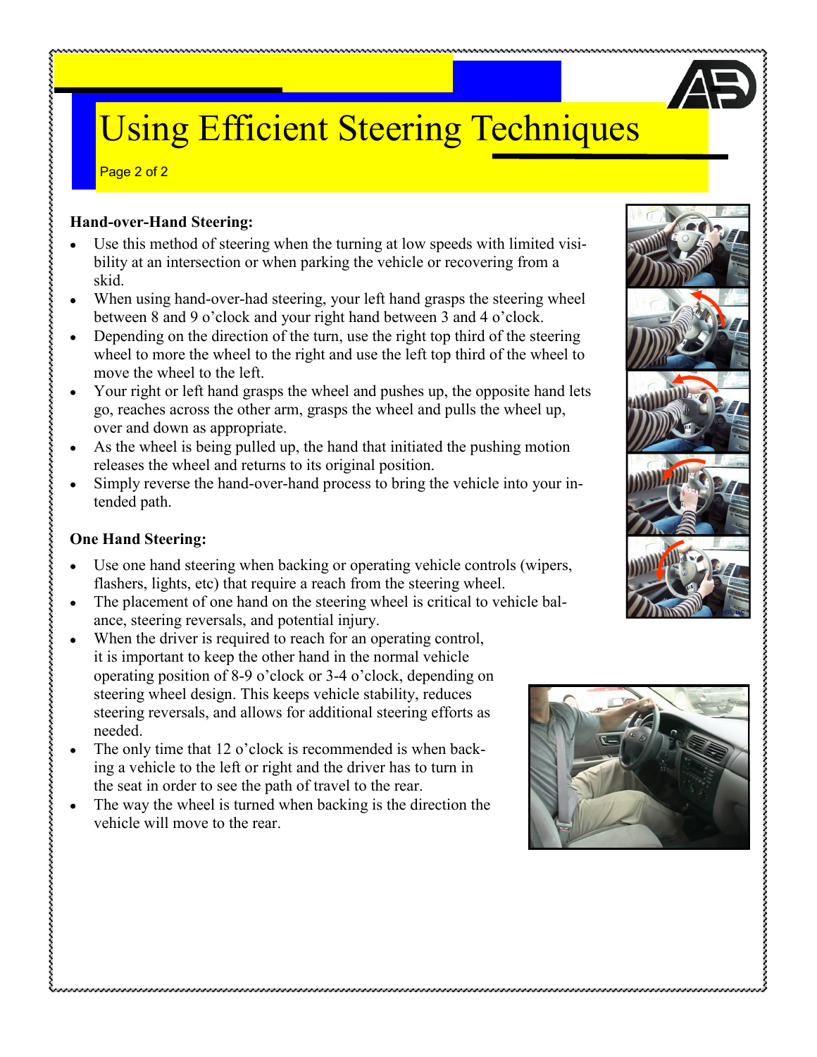# Using Efficient Steering Techniques

### Hand-over-Hand Steering:

- Use this method of steering when the turning at low speeds with limited visibility at an intersection or when parking the vehicle or recovering from a skid.
- When using hand-over-had steering, your left hand grasps the steering wheel between 8 and 9 o'clock and your right hand between 3 and 4 o'clock.
- Depending on the direction of the turn, use the right top third of the steering wheel to more the wheel to the right and use the left top third of the wheel to move the wheel to the left.
- Your right or left hand grasps the wheel and pushes up, the opposite hand lets go, reaches across the other arm, grasps the wheel and pulls the wheel up, over and down as appropriate.
- As the wheel is being pulled up, the hand that initiated the pushing motion releases the wheel and returns to its original position.
- Simply reverse the hand-over-hand process to bring the vehicle into your intended path.

### One Hand Steering:

- Use one hand steering when backing or operating vehicle controls (wipers, flashers, lights, etc) that require a reach from the steering wheel.
- The placement of one hand on the steering wheel is critical to vehicle balance, steering reversals, and potential injury.
- When the driver is required to reach for an operating control, it is important to keep the other hand in the normal vehicle operating position of 8-9 o'clock or 3-4 o'clock, depending on steering wheel design. This keeps vehicle stability, reduces steering reversals, and allows for additional steering efforts as needed.
- The only time that 12 o'clock is recommended is when backing a vehicle to the left or right and the driver has to turn in the seat in order to see the path of travel to the rear.
- The way the wheel is turned when backing is the direction the vehicle will move to the rear.